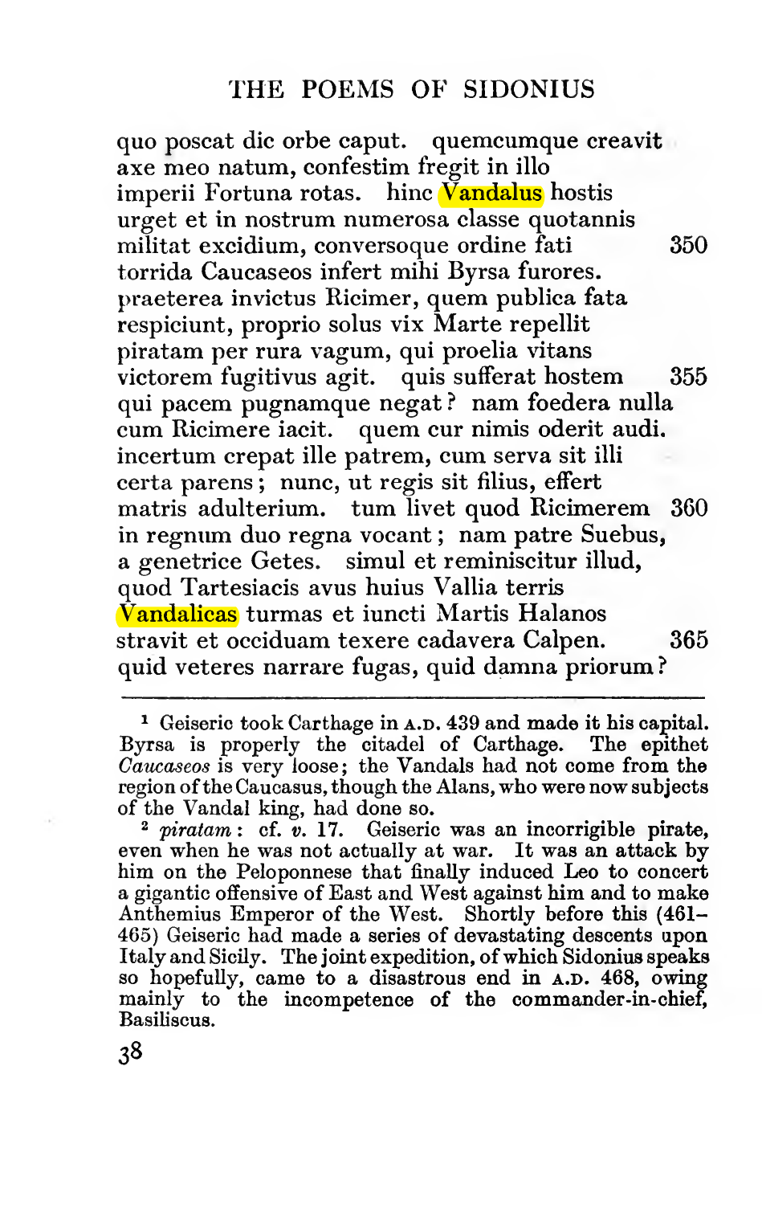quo poscat dic orbe caput. quemcumque creavit
axe meo natum, confestim fregit in illo
imperii Fortuna rotas. hinc Vandalus hostis
urget et in nostrum numerosa classe quotannis
militat excidium, conversoque ordine fati 350
torrida Caucaseos infert mihi Byrsa furores.
praeterea invictus Ricimer, quem publica fata
respiciunt, proprio solus vix Marte repellit
piratam per rura vagum, qui proelia vitans
victorem fugitivus agit. quis sufferat hostem 355
qui pacem pugnamque negat? nam foedera nulla
cum Ricimere iacit. quem cur nimis oderit audi.
incertum crepat ille patrem, cum serva sit illi
certa parens; nunc, ut regis sit filius, effert
matris adulterium. tum livet quod Ricimerem 360
in regnum duo regna vocant; nam patre Suebus,
a genetrice Getes. simul et reminiscitur illud,
quod Tartesiacis avus huius Vallia terris
Vandalicas turmas et iuncti Martis Halanos
stravit et occiduam texere cadavera Calpen. 365
quid veteres narrare fugas, quid damna priorum?

---

[1] Geiseric took Carthage in A.D. 439 and made it his capital. Byrsa is properly the citadel of Carthage. The epithet *Caucaseos* is very loose; the Vandals had not come from the region of the Caucasus, though the Alans, who were now subjects of the Vandal king, had done so.

[2] *piratam*: cf. *v.* 17. Geiseric was an incorrigible pirate, even when he was not actually at war. It was an attack by him on the Peloponnese that finally induced Leo to concert a gigantic offensive of East and West against him and to make Anthemius Emperor of the West. Shortly before this (461–465) Geiseric had made a series of devastating descents upon Italy and Sicily. The joint expedition, of which Sidonius speaks so hopefully, came to a disastrous end in A.D. 468, owing mainly to the incompetence of the commander-in-chief, Basiliscus.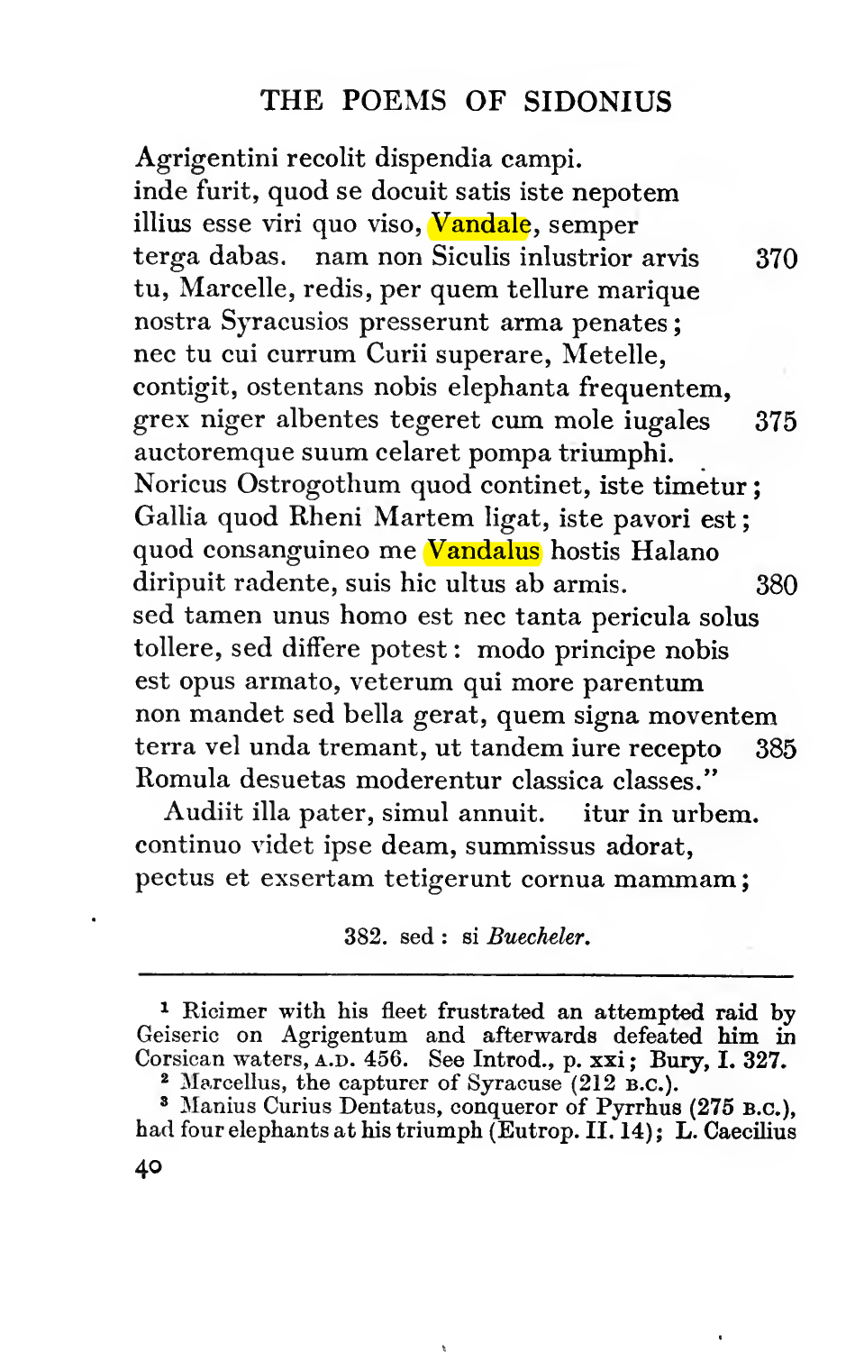Agrigentini recolit dispendia campi.
inde furit, quod se docuit satis iste nepotem
illius esse viri quo viso, Vandale, semper
terga dabas. nam non Siculis inlustrior arvis 370
tu, Marcelle, redis, per quem tellure marique
nostra Syracusios presserunt arma penates;
nec tu cui currum Curii superare, Metelle,
contigit, ostentans nobis elephanta frequentem,
grex niger albentes tegeret cum mole iugales 375
auctoremque suum celaret pompa triumphi.
Noricus Ostrogothum quod continet, iste timetur;
Gallia quod Rheni Martem ligat, iste pavori est;
quod consanguineo me Vandalus hostis Halano
diripuit radente, suis hic ultus ab armis. 380
sed tamen unus homo est nec tanta pericula solus
tollere, sed differe potest: modo principe nobis
est opus armato, veterum qui more parentum
non mandet sed bella gerat, quem signa moventem
terra vel unda tremant, ut tandem iure recepto 385
Romula desuetas moderentur classica classes."

Audiit illa pater, simul annuit. itur in urbem.
continuo videt ipse deam, summissus adorat,
pectus et exsertam tetigerunt cornua mammam;

382. sed : si *Buecheler*.

---

[1] Ricimer with his fleet frustrated an attempted raid by Geiseric on Agrigentum and afterwards defeated him in Corsican waters, A.D. 456. See Introd., p. xxi; Bury, I. 327.

[2] Marcellus, the capturer of Syracuse (212 B.C.).

[3] Manius Curius Dentatus, conqueror of Pyrrhus (275 B.C.), had four elephants at his triumph (Eutrop. II. 14); L. Caecilius